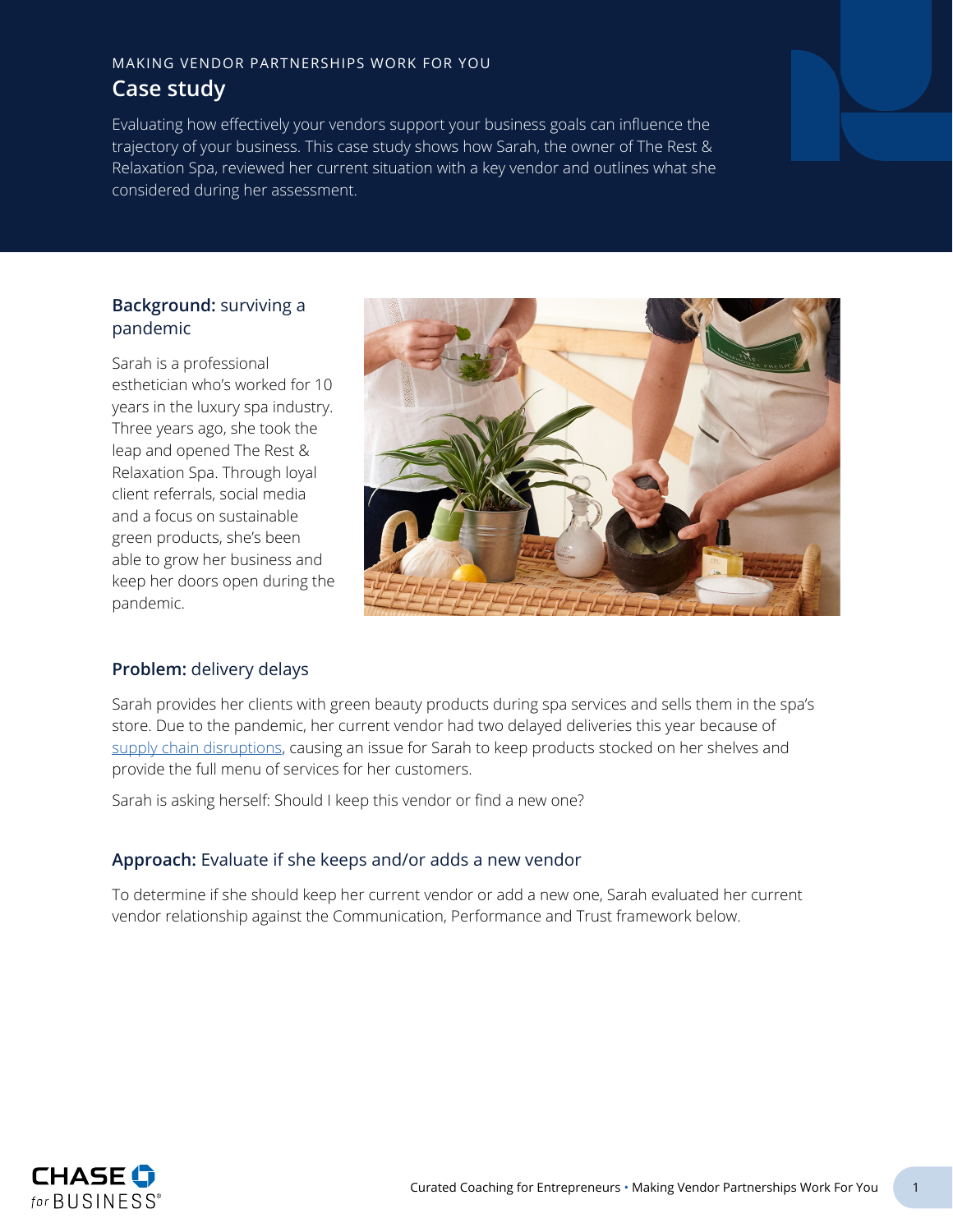MAKING VENDOR PARTNERSHIPS WORK FOR YOU

# Case study

Evaluating how effectively your vendors support your business goals can influence the trajectory of your business. This case study shows how Sarah, the owner of The Rest & Relaxation Spa, reviewed her current situation with a key vendor and outlines what she considered during her assessment.

## **Background:** surviving a pandemic

Sarah is a professional esthetician who's worked for 10 years in the luxury spa industry. Three years ago, she took the leap and opened The Rest & Relaxation Spa. Through loyal client referrals, social media and a focus on sustainable green products, she's been able to grow her business and keep her doors open during the pandemic.

## **Problem:** delivery delays

Sarah provides her clients with green beauty products during spa services and sells them in the spa's store. Due to the pandemic, her current vendor had two delayed deliveries this year because of supply chain disruptions, causing an issue for Sarah to keep products stocked on her shelves and provide the full menu of services for her customers.

Sarah is asking herself: Should I keep this vendor or find a new one?

## **Approach:** Evaluate if she keeps and/or adds a new vendor

To determine if she should keep her current vendor or add a new one, Sarah evaluated her current vendor relationship against the Communication, Performance and Trust framework below.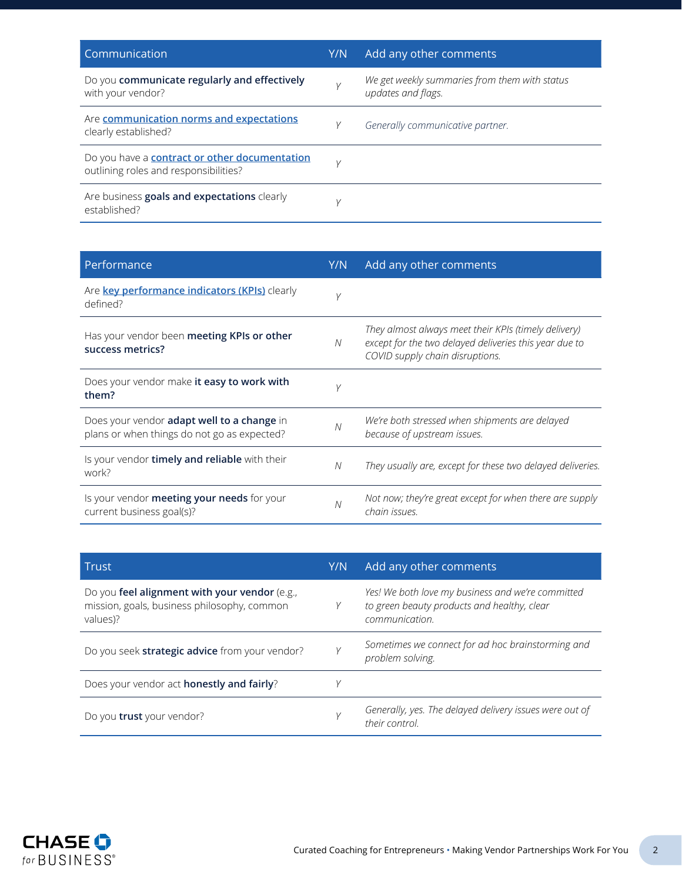| Communication | Y/N | Add any other comments |
|---|---|---|
| Do you **communicate regularly and effectively** with your vendor? | *Y* | *We get weekly summaries from them with status updates and flags.* |
| Are **communication norms and expectations** clearly established? | *Y* | *Generally communicative partner.* |
| Do you have a **contract or other documentation** outlining roles and responsibilities? | *Y* | |
| Are business **goals and expectations** clearly established? | *Y* | |

| Performance | Y/N | Add any other comments |
|---|---|---|
| Are **key performance indicators (KPIs)** clearly defined? | *Y* | |
| Has your vendor been **meeting KPIs or other success metrics?** | *N* | *They almost always meet their KPIs (timely delivery) except for the two delayed deliveries this year due to COVID supply chain disruptions.* |
| Does your vendor make **it easy to work with them?** | *Y* | |
| Does your vendor **adapt well to a change** in plans or when things do not go as expected? | *N* | *We're both stressed when shipments are delayed because of upstream issues.* |
| Is your vendor **timely and reliable** with their work? | *N* | *They usually are, except for these two delayed deliveries.* |
| Is your vendor **meeting your needs** for your current business goal(s)? | *N* | *Not now; they're great except for when there are supply chain issues.* |

| Trust | Y/N | Add any other comments |
|---|---|---|
| Do you **feel alignment with your vendor** (e.g., mission, goals, business philosophy, common values)? | *Y* | *Yes! We both love my business and we're committed to green beauty products and healthy, clear communication.* |
| Do you seek **strategic advice** from your vendor? | *Y* | *Sometimes we connect for ad hoc brainstorming and problem solving.* |
| Does your vendor act **honestly and fairly**? | *Y* | |
| Do you **trust** your vendor? | *Y* | *Generally, yes. The delayed delivery issues were out of their control.* |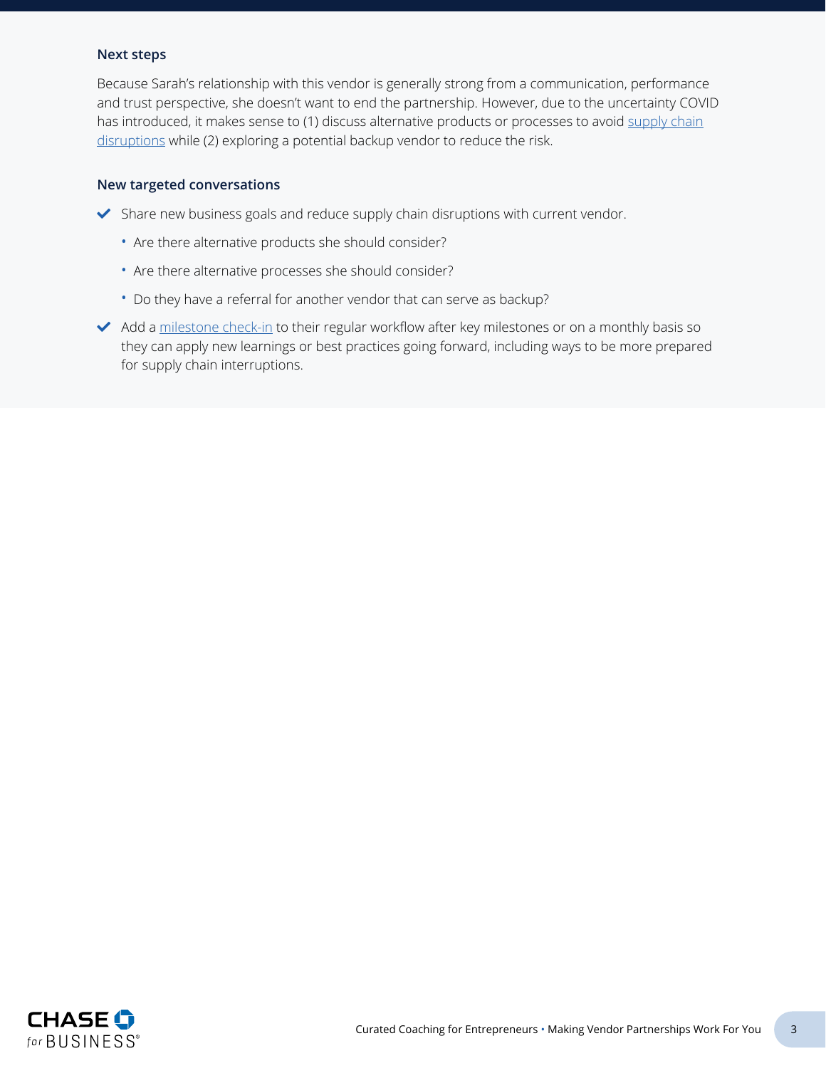### Next steps

Because Sarah's relationship with this vendor is generally strong from a communication, performance and trust perspective, she doesn't want to end the partnership. However, due to the uncertainty COVID has introduced, it makes sense to (1) discuss alternative products or processes to avoid supply chain disruptions while (2) exploring a potential backup vendor to reduce the risk.

### New targeted conversations

- Share new business goals and reduce supply chain disruptions with current vendor.
  - Are there alternative products she should consider?
  - Are there alternative processes she should consider?
  - Do they have a referral for another vendor that can serve as backup?
- Add a milestone check-in to their regular workflow after key milestones or on a monthly basis so they can apply new learnings or best practices going forward, including ways to be more prepared for supply chain interruptions.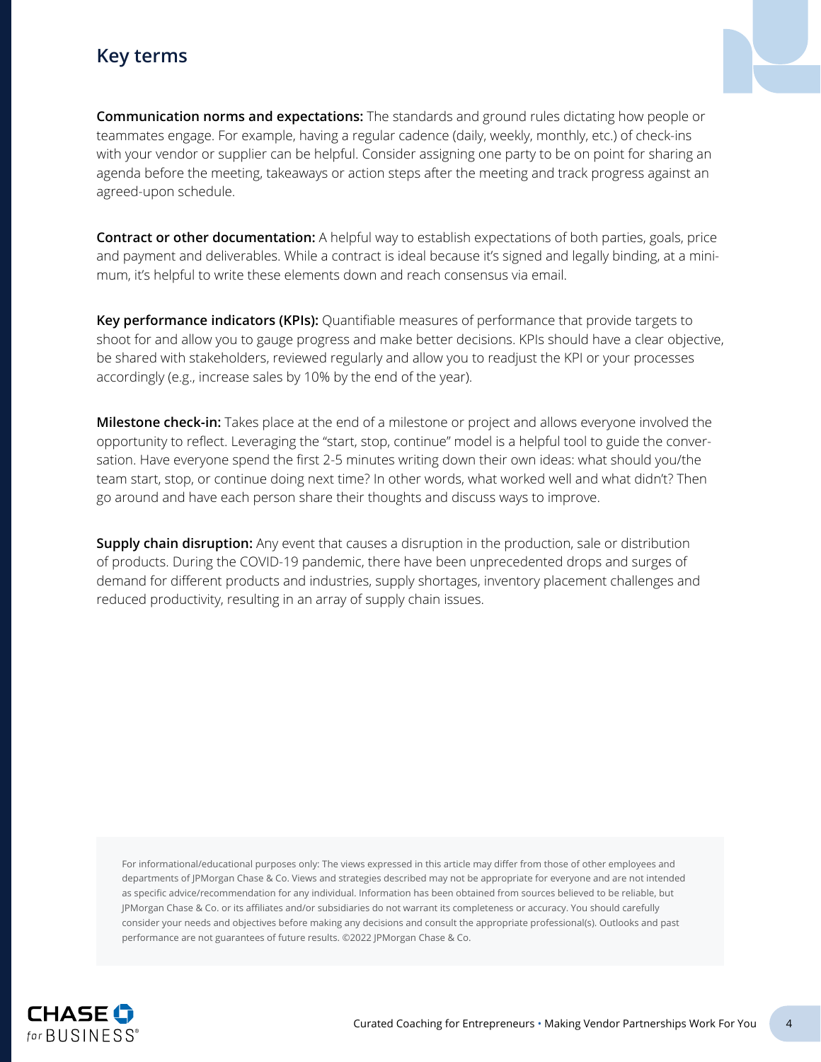## Key terms

**Communication norms and expectations:** The standards and ground rules dictating how people or teammates engage. For example, having a regular cadence (daily, weekly, monthly, etc.) of check-ins with your vendor or supplier can be helpful. Consider assigning one party to be on point for sharing an agenda before the meeting, takeaways or action steps after the meeting and track progress against an agreed-upon schedule.

**Contract or other documentation:** A helpful way to establish expectations of both parties, goals, price and payment and deliverables. While a contract is ideal because it's signed and legally binding, at a minimum, it's helpful to write these elements down and reach consensus via email.

**Key performance indicators (KPIs):** Quantifiable measures of performance that provide targets to shoot for and allow you to gauge progress and make better decisions. KPIs should have a clear objective, be shared with stakeholders, reviewed regularly and allow you to readjust the KPI or your processes accordingly (e.g., increase sales by 10% by the end of the year).

**Milestone check-in:** Takes place at the end of a milestone or project and allows everyone involved the opportunity to reflect. Leveraging the "start, stop, continue" model is a helpful tool to guide the conversation. Have everyone spend the first 2-5 minutes writing down their own ideas: what should you/the team start, stop, or continue doing next time? In other words, what worked well and what didn't? Then go around and have each person share their thoughts and discuss ways to improve.

**Supply chain disruption:** Any event that causes a disruption in the production, sale or distribution of products. During the COVID-19 pandemic, there have been unprecedented drops and surges of demand for different products and industries, supply shortages, inventory placement challenges and reduced productivity, resulting in an array of supply chain issues.

For informational/educational purposes only: The views expressed in this article may differ from those of other employees and departments of JPMorgan Chase & Co. Views and strategies described may not be appropriate for everyone and are not intended as specific advice/recommendation for any individual. Information has been obtained from sources believed to be reliable, but JPMorgan Chase & Co. or its affiliates and/or subsidiaries do not warrant its completeness or accuracy. You should carefully consider your needs and objectives before making any decisions and consult the appropriate professional(s). Outlooks and past performance are not guarantees of future results. ©2022 JPMorgan Chase & Co.